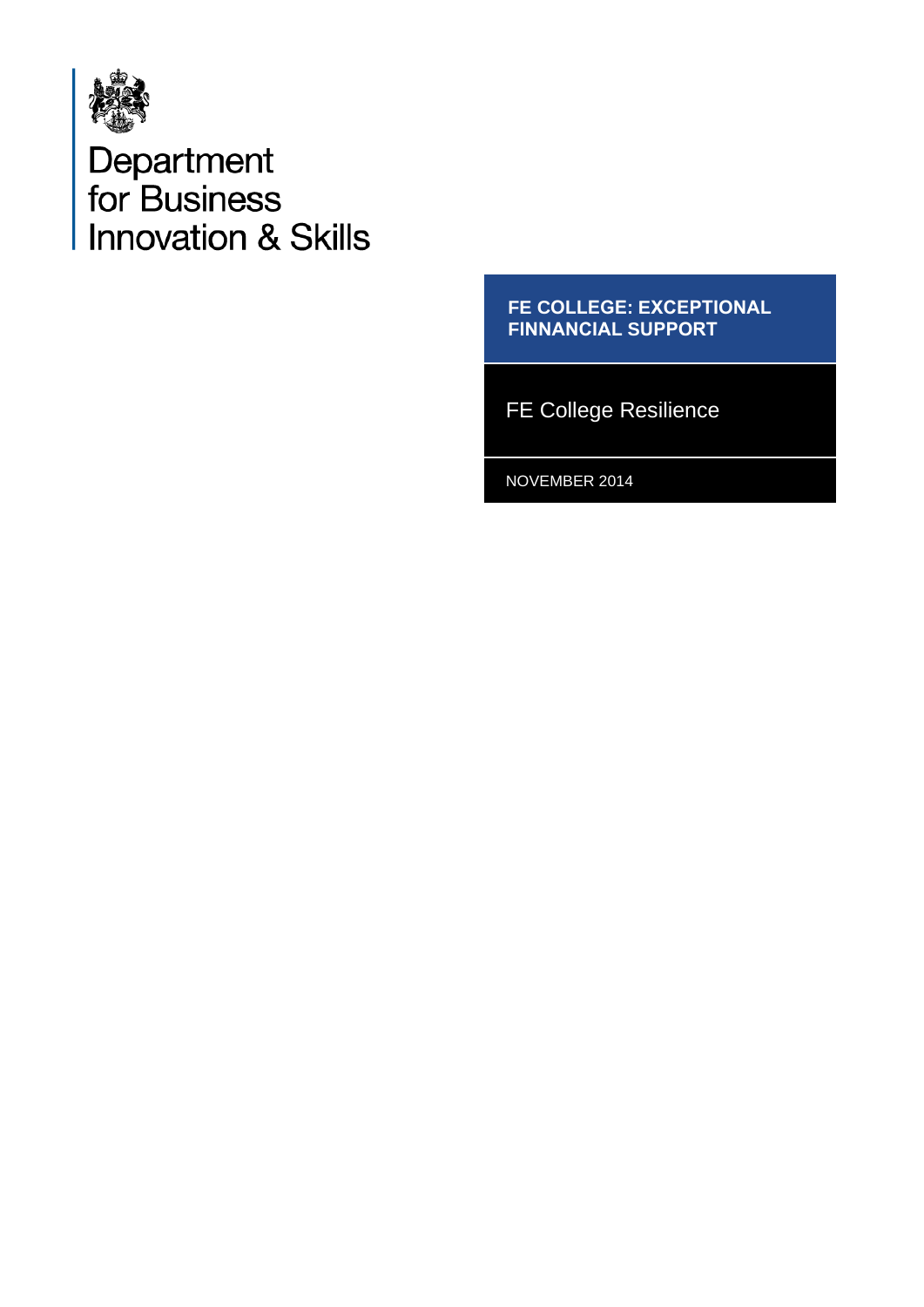Department for Business Innovation & Skills

# FE COLLEGE: EXCEPTIONAL FINNANCIAL SUPPORT

## FE College Resilience

NOVEMBER 2014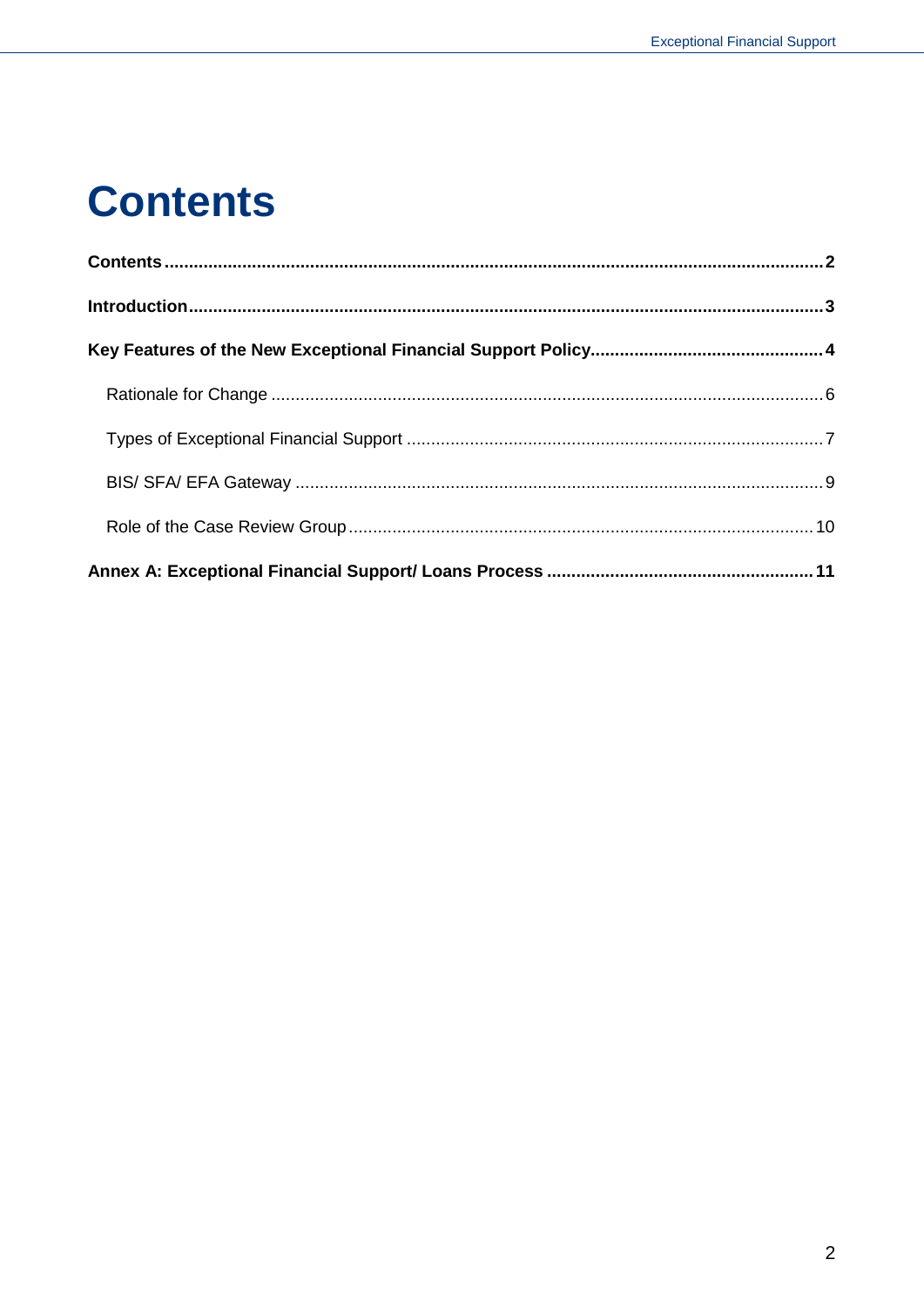# Contents

**Contents** .......... **2**

**Introduction** .......... **3**

**Key Features of the New Exceptional Financial Support Policy** .......... **4**

- Rationale for Change .......... 6
- Types of Exceptional Financial Support .......... 7
- BIS/ SFA/ EFA Gateway .......... 9
- Role of the Case Review Group .......... 10

**Annex A: Exceptional Financial Support/ Loans Process** .......... **11**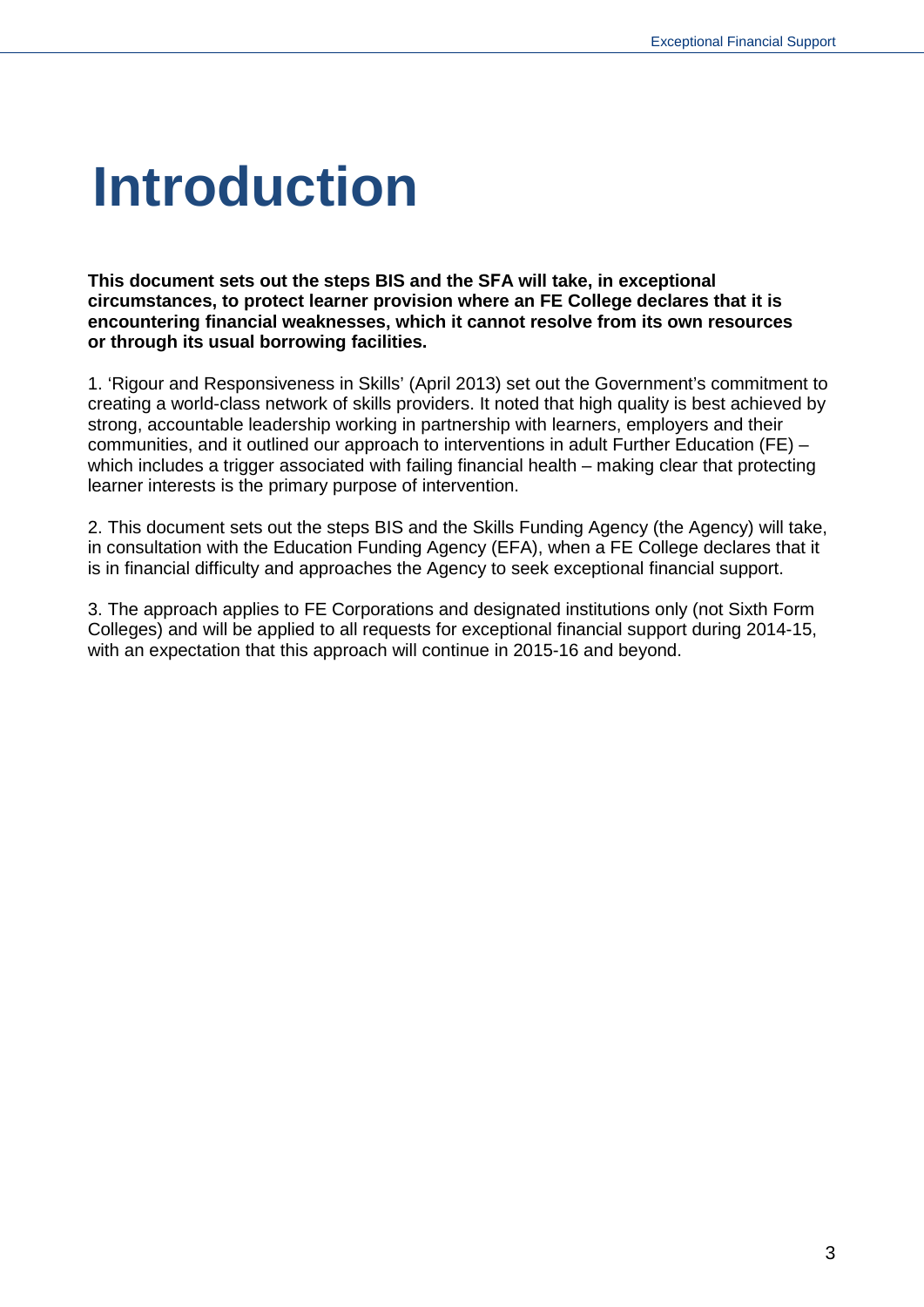# Introduction

**This document sets out the steps BIS and the SFA will take, in exceptional circumstances, to protect learner provision where an FE College declares that it is encountering financial weaknesses, which it cannot resolve from its own resources or through its usual borrowing facilities.**

1. 'Rigour and Responsiveness in Skills' (April 2013) set out the Government's commitment to creating a world-class network of skills providers. It noted that high quality is best achieved by strong, accountable leadership working in partnership with learners, employers and their communities, and it outlined our approach to interventions in adult Further Education (FE) – which includes a trigger associated with failing financial health – making clear that protecting learner interests is the primary purpose of intervention.

2. This document sets out the steps BIS and the Skills Funding Agency (the Agency) will take, in consultation with the Education Funding Agency (EFA), when a FE College declares that it is in financial difficulty and approaches the Agency to seek exceptional financial support.

3. The approach applies to FE Corporations and designated institutions only (not Sixth Form Colleges) and will be applied to all requests for exceptional financial support during 2014-15, with an expectation that this approach will continue in 2015-16 and beyond.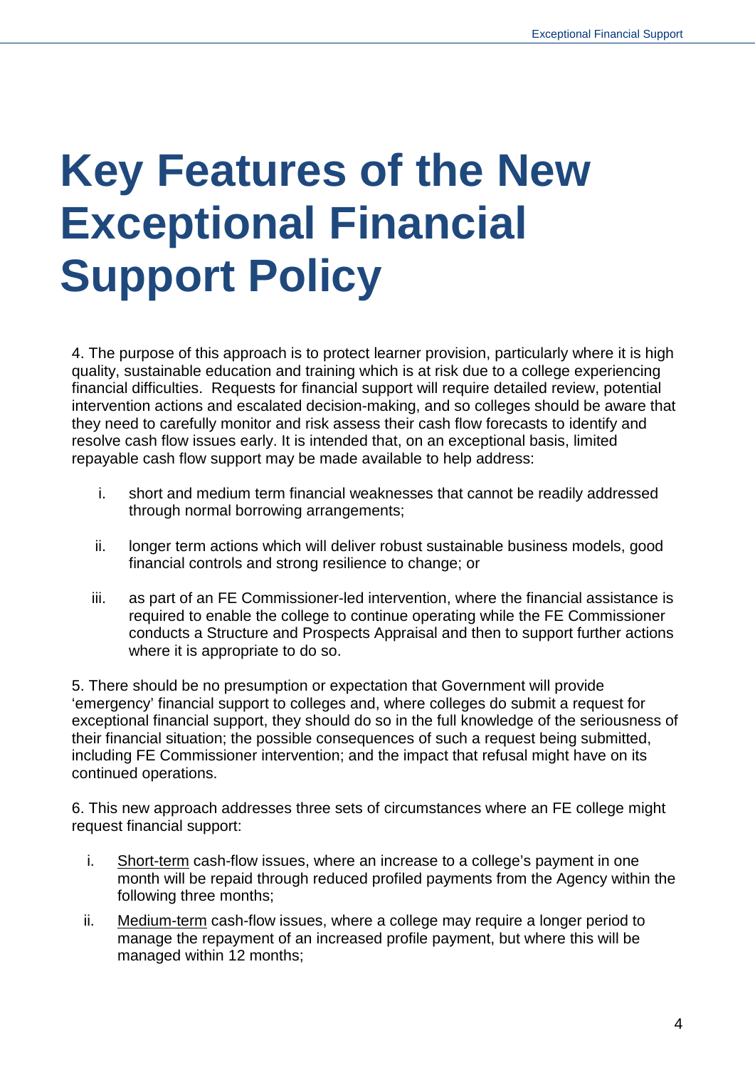# Key Features of the New Exceptional Financial Support Policy

4. The purpose of this approach is to protect learner provision, particularly where it is high quality, sustainable education and training which is at risk due to a college experiencing financial difficulties. Requests for financial support will require detailed review, potential intervention actions and escalated decision-making, and so colleges should be aware that they need to carefully monitor and risk assess their cash flow forecasts to identify and resolve cash flow issues early. It is intended that, on an exceptional basis, limited repayable cash flow support may be made available to help address:

   i. short and medium term financial weaknesses that cannot be readily addressed through normal borrowing arrangements;

   ii. longer term actions which will deliver robust sustainable business models, good financial controls and strong resilience to change; or

   iii. as part of an FE Commissioner-led intervention, where the financial assistance is required to enable the college to continue operating while the FE Commissioner conducts a Structure and Prospects Appraisal and then to support further actions where it is appropriate to do so.

5. There should be no presumption or expectation that Government will provide 'emergency' financial support to colleges and, where colleges do submit a request for exceptional financial support, they should do so in the full knowledge of the seriousness of their financial situation; the possible consequences of such a request being submitted, including FE Commissioner intervention; and the impact that refusal might have on its continued operations.

6. This new approach addresses three sets of circumstances where an FE college might request financial support:

   i. <u>Short-term</u> cash-flow issues, where an increase to a college's payment in one month will be repaid through reduced profiled payments from the Agency within the following three months;

   ii. <u>Medium-term</u> cash-flow issues, where a college may require a longer period to manage the repayment of an increased profile payment, but where this will be managed within 12 months;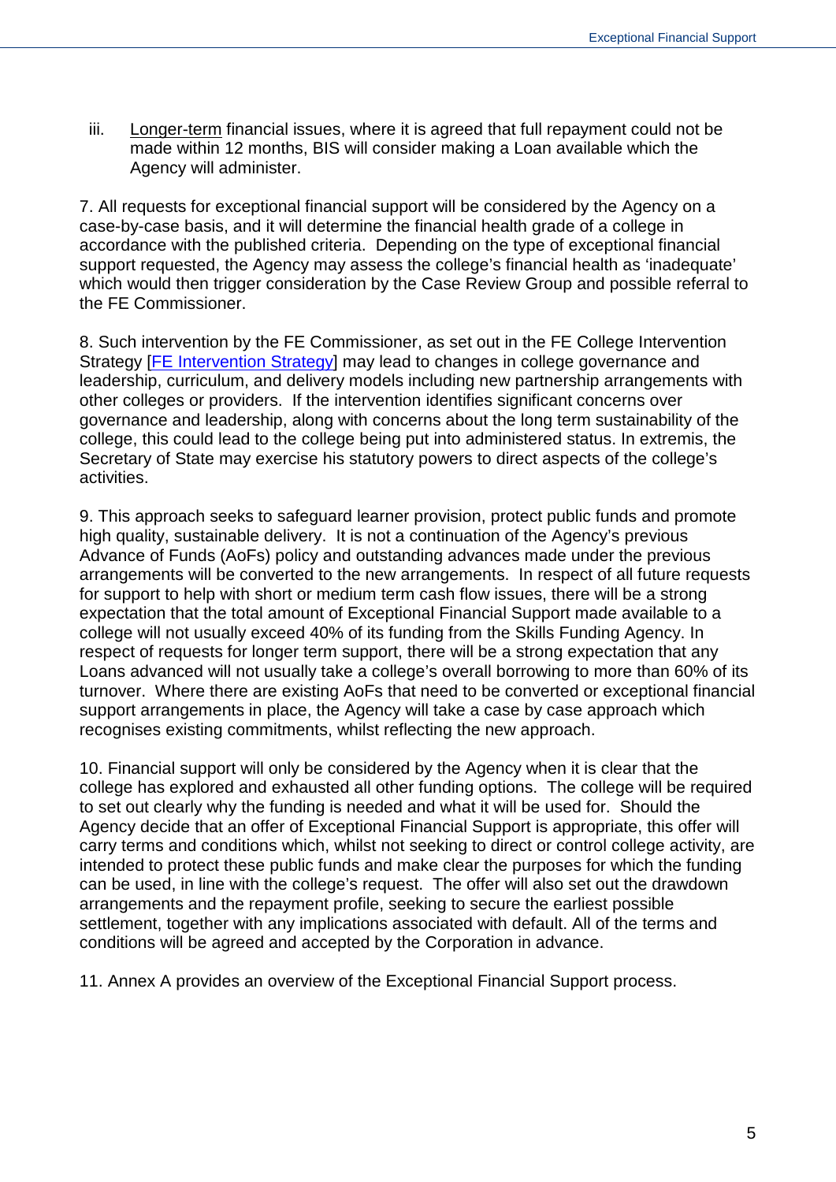iii. Longer-term financial issues, where it is agreed that full repayment could not be made within 12 months, BIS will consider making a Loan available which the Agency will administer.

7. All requests for exceptional financial support will be considered by the Agency on a case-by-case basis, and it will determine the financial health grade of a college in accordance with the published criteria. Depending on the type of exceptional financial support requested, the Agency may assess the college's financial health as 'inadequate' which would then trigger consideration by the Case Review Group and possible referral to the FE Commissioner.

8. Such intervention by the FE Commissioner, as set out in the FE College Intervention Strategy [FE Intervention Strategy] may lead to changes in college governance and leadership, curriculum, and delivery models including new partnership arrangements with other colleges or providers. If the intervention identifies significant concerns over governance and leadership, along with concerns about the long term sustainability of the college, this could lead to the college being put into administered status. In extremis, the Secretary of State may exercise his statutory powers to direct aspects of the college's activities.

9. This approach seeks to safeguard learner provision, protect public funds and promote high quality, sustainable delivery. It is not a continuation of the Agency's previous Advance of Funds (AoFs) policy and outstanding advances made under the previous arrangements will be converted to the new arrangements. In respect of all future requests for support to help with short or medium term cash flow issues, there will be a strong expectation that the total amount of Exceptional Financial Support made available to a college will not usually exceed 40% of its funding from the Skills Funding Agency. In respect of requests for longer term support, there will be a strong expectation that any Loans advanced will not usually take a college's overall borrowing to more than 60% of its turnover. Where there are existing AoFs that need to be converted or exceptional financial support arrangements in place, the Agency will take a case by case approach which recognises existing commitments, whilst reflecting the new approach.

10. Financial support will only be considered by the Agency when it is clear that the college has explored and exhausted all other funding options. The college will be required to set out clearly why the funding is needed and what it will be used for. Should the Agency decide that an offer of Exceptional Financial Support is appropriate, this offer will carry terms and conditions which, whilst not seeking to direct or control college activity, are intended to protect these public funds and make clear the purposes for which the funding can be used, in line with the college's request. The offer will also set out the drawdown arrangements and the repayment profile, seeking to secure the earliest possible settlement, together with any implications associated with default. All of the terms and conditions will be agreed and accepted by the Corporation in advance.

11. Annex A provides an overview of the Exceptional Financial Support process.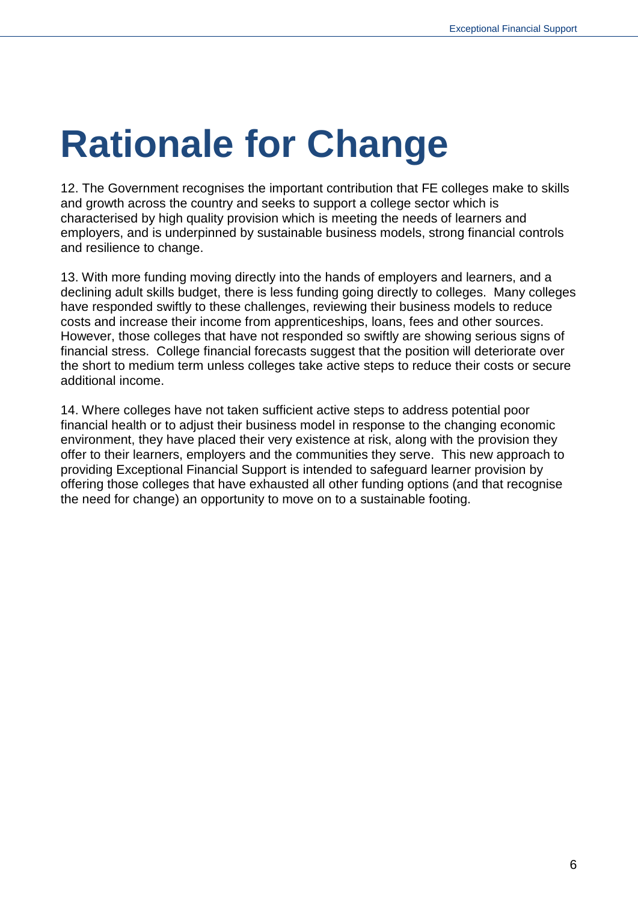# Rationale for Change

12. The Government recognises the important contribution that FE colleges make to skills and growth across the country and seeks to support a college sector which is characterised by high quality provision which is meeting the needs of learners and employers, and is underpinned by sustainable business models, strong financial controls and resilience to change.

13. With more funding moving directly into the hands of employers and learners, and a declining adult skills budget, there is less funding going directly to colleges. Many colleges have responded swiftly to these challenges, reviewing their business models to reduce costs and increase their income from apprenticeships, loans, fees and other sources. However, those colleges that have not responded so swiftly are showing serious signs of financial stress. College financial forecasts suggest that the position will deteriorate over the short to medium term unless colleges take active steps to reduce their costs or secure additional income.

14. Where colleges have not taken sufficient active steps to address potential poor financial health or to adjust their business model in response to the changing economic environment, they have placed their very existence at risk, along with the provision they offer to their learners, employers and the communities they serve. This new approach to providing Exceptional Financial Support is intended to safeguard learner provision by offering those colleges that have exhausted all other funding options (and that recognise the need for change) an opportunity to move on to a sustainable footing.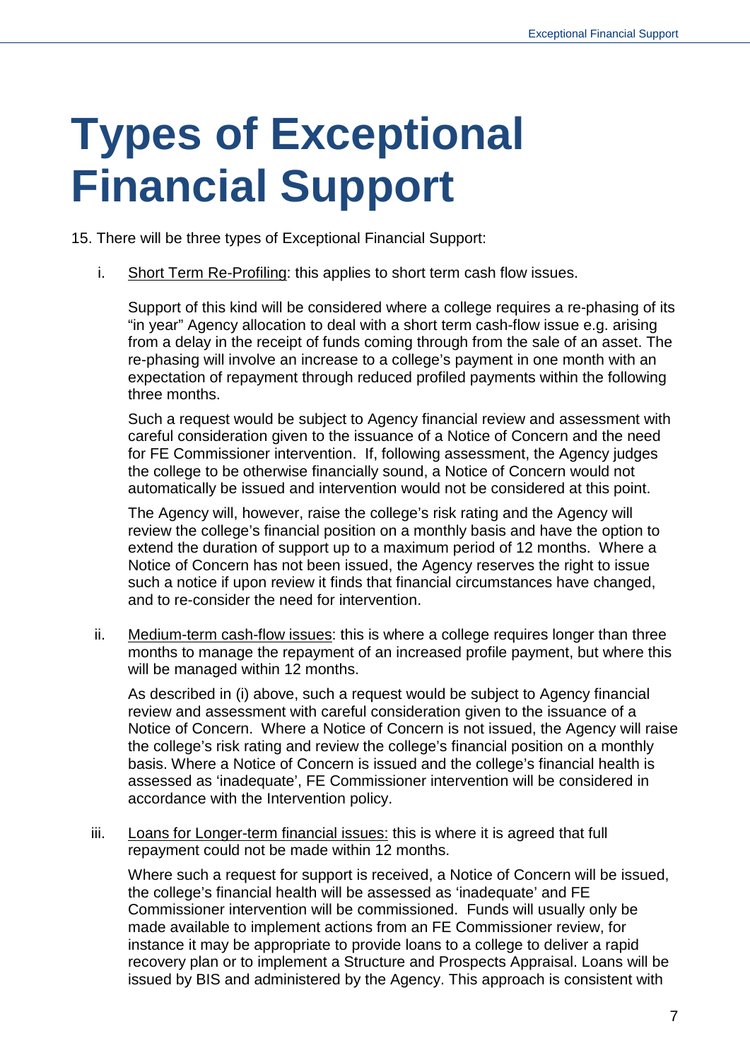# Types of Exceptional Financial Support

15. There will be three types of Exceptional Financial Support:

   i. <u>Short Term Re-Profiling</u>: this applies to short term cash flow issues.

      Support of this kind will be considered where a college requires a re-phasing of its "in year" Agency allocation to deal with a short term cash-flow issue e.g. arising from a delay in the receipt of funds coming through from the sale of an asset. The re-phasing will involve an increase to a college's payment in one month with an expectation of repayment through reduced profiled payments within the following three months.

      Such a request would be subject to Agency financial review and assessment with careful consideration given to the issuance of a Notice of Concern and the need for FE Commissioner intervention. If, following assessment, the Agency judges the college to be otherwise financially sound, a Notice of Concern would not automatically be issued and intervention would not be considered at this point.

      The Agency will, however, raise the college's risk rating and the Agency will review the college's financial position on a monthly basis and have the option to extend the duration of support up to a maximum period of 12 months. Where a Notice of Concern has not been issued, the Agency reserves the right to issue such a notice if upon review it finds that financial circumstances have changed, and to re-consider the need for intervention.

   ii. <u>Medium-term cash-flow issues</u>: this is where a college requires longer than three months to manage the repayment of an increased profile payment, but where this will be managed within 12 months.

      As described in (i) above, such a request would be subject to Agency financial review and assessment with careful consideration given to the issuance of a Notice of Concern. Where a Notice of Concern is not issued, the Agency will raise the college's risk rating and review the college's financial position on a monthly basis. Where a Notice of Concern is issued and the college's financial health is assessed as 'inadequate', FE Commissioner intervention will be considered in accordance with the Intervention policy.

   iii. <u>Loans for Longer-term financial issues:</u> this is where it is agreed that full repayment could not be made within 12 months.

      Where such a request for support is received, a Notice of Concern will be issued, the college's financial health will be assessed as 'inadequate' and FE Commissioner intervention will be commissioned. Funds will usually only be made available to implement actions from an FE Commissioner review, for instance it may be appropriate to provide loans to a college to deliver a rapid recovery plan or to implement a Structure and Prospects Appraisal. Loans will be issued by BIS and administered by the Agency. This approach is consistent with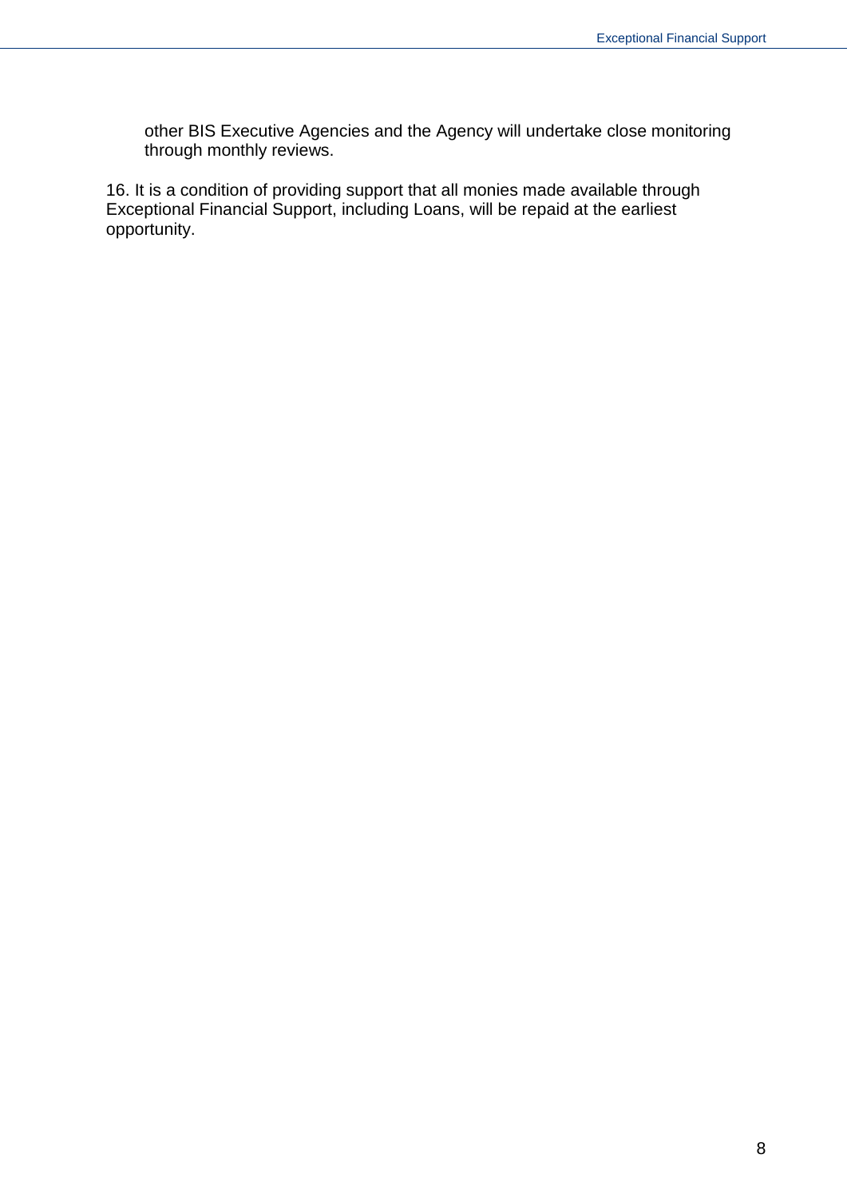other BIS Executive Agencies and the Agency will undertake close monitoring through monthly reviews.

16. It is a condition of providing support that all monies made available through Exceptional Financial Support, including Loans, will be repaid at the earliest opportunity.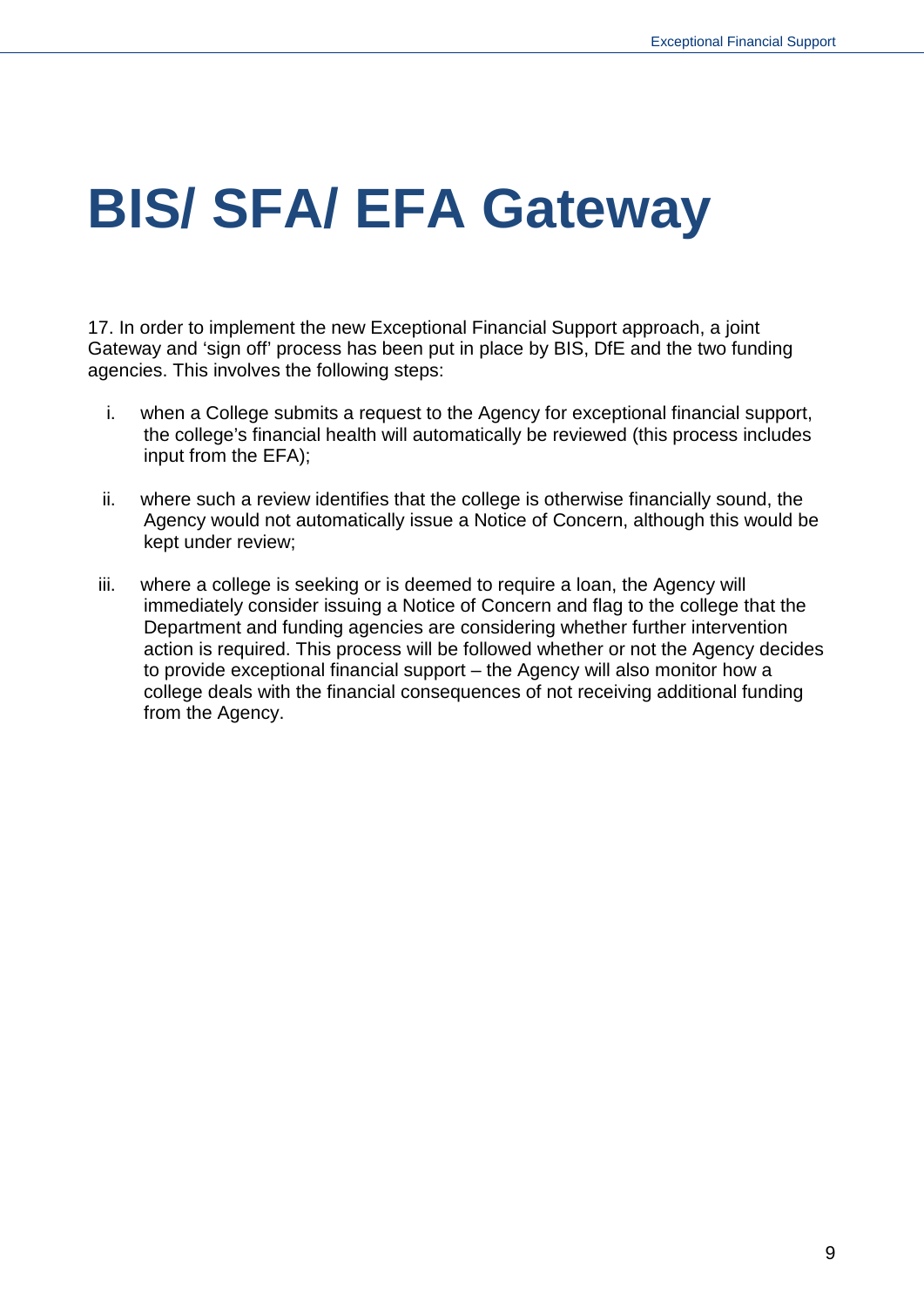# BIS/ SFA/ EFA Gateway

17. In order to implement the new Exceptional Financial Support approach, a joint Gateway and 'sign off' process has been put in place by BIS, DfE and the two funding agencies. This involves the following steps:

i. when a College submits a request to the Agency for exceptional financial support, the college's financial health will automatically be reviewed (this process includes input from the EFA);

ii. where such a review identifies that the college is otherwise financially sound, the Agency would not automatically issue a Notice of Concern, although this would be kept under review;

iii. where a college is seeking or is deemed to require a loan, the Agency will immediately consider issuing a Notice of Concern and flag to the college that the Department and funding agencies are considering whether further intervention action is required. This process will be followed whether or not the Agency decides to provide exceptional financial support – the Agency will also monitor how a college deals with the financial consequences of not receiving additional funding from the Agency.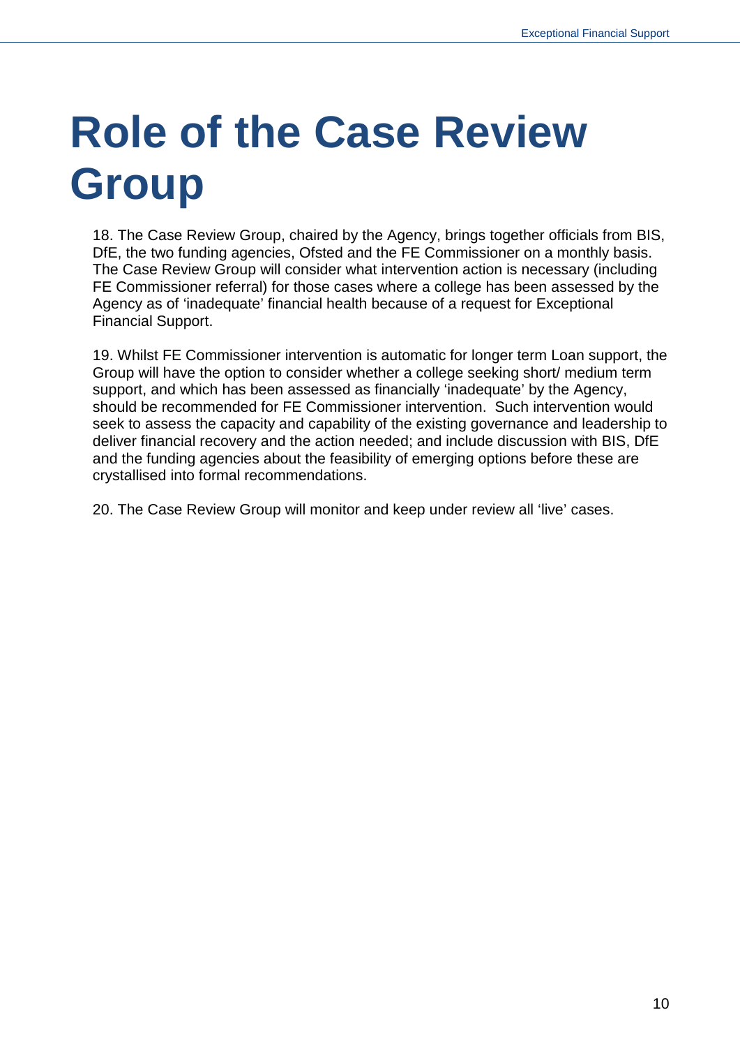# Role of the Case Review Group

18. The Case Review Group, chaired by the Agency, brings together officials from BIS, DfE, the two funding agencies, Ofsted and the FE Commissioner on a monthly basis. The Case Review Group will consider what intervention action is necessary (including FE Commissioner referral) for those cases where a college has been assessed by the Agency as of 'inadequate' financial health because of a request for Exceptional Financial Support.

19. Whilst FE Commissioner intervention is automatic for longer term Loan support, the Group will have the option to consider whether a college seeking short/ medium term support, and which has been assessed as financially 'inadequate' by the Agency, should be recommended for FE Commissioner intervention. Such intervention would seek to assess the capacity and capability of the existing governance and leadership to deliver financial recovery and the action needed; and include discussion with BIS, DfE and the funding agencies about the feasibility of emerging options before these are crystallised into formal recommendations.

20. The Case Review Group will monitor and keep under review all 'live' cases.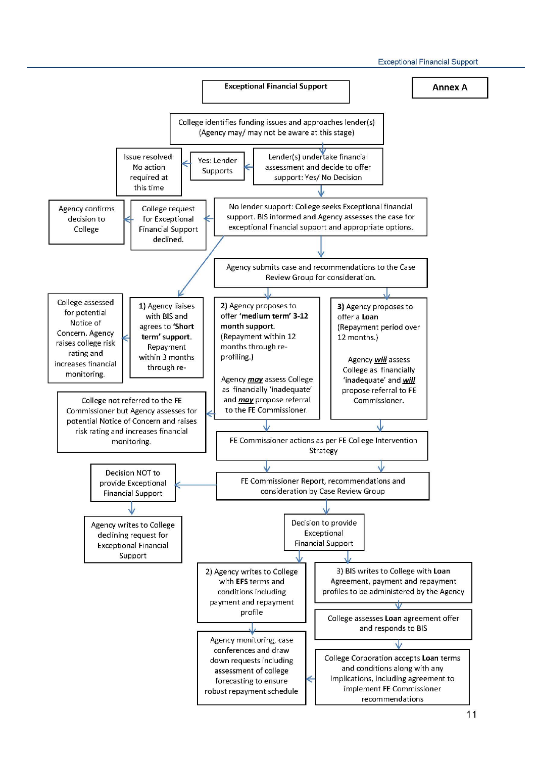# Exceptional Financial Support

**Annex A**

College identifies funding issues and approaches lender(s) (Agency may/ may not be aware at this stage)

Lender(s) undertake financial assessment and decide to offer support: Yes/ No Decision

Yes: Lender Supports

Issue resolved: No action required at this time

No lender support: College seeks Exceptional financial support. BIS informed and Agency assesses the case for exceptional financial support and appropriate options.

College request for Exceptional Financial Support declined.

Agency confirms decision to College

Agency submits case and recommendations to the Case Review Group for consideration.

**1)** Agency liaises with BIS and agrees to '**Short term' support**. Repayment within 3 months through re-

College assessed for potential Notice of Concern. Agency raises college risk rating and increases financial monitoring.

**2)** Agency proposes to offer '**medium term' 3-12 month support**. (Repayment within 12 months through re-profiling.)

Agency ***may*** assess College as financially 'inadequate' and ***may*** propose referral to the FE Commissioner.

**3)** Agency proposes to offer a **Loan** (Repayment period over 12 months.)

Agency ***will*** assess College as financially 'inadequate' and ***will*** propose referral to FE Commissioner.

College not referred to the FE Commissioner but Agency assesses for potential Notice of Concern and raises risk rating and increases financial monitoring.

FE Commissioner actions as per FE College Intervention Strategy

FE Commissioner Report, recommendations and consideration by Case Review Group

Decision NOT to provide Exceptional Financial Support

Agency writes to College declining request for Exceptional Financial Support

Decision to provide Exceptional Financial Support

2) Agency writes to College with **EFS** terms and conditions including payment and repayment profile

Agency monitoring, case conferences and draw down requests including assessment of college forecasting to ensure robust repayment schedule

3) BIS writes to College with **Loan** Agreement, payment and repayment profiles to be administered by the Agency

College assesses **Loan** agreement offer and responds to BIS

College Corporation accepts **Loan** terms and conditions along with any implications, including agreement to implement FE Commissioner recommendations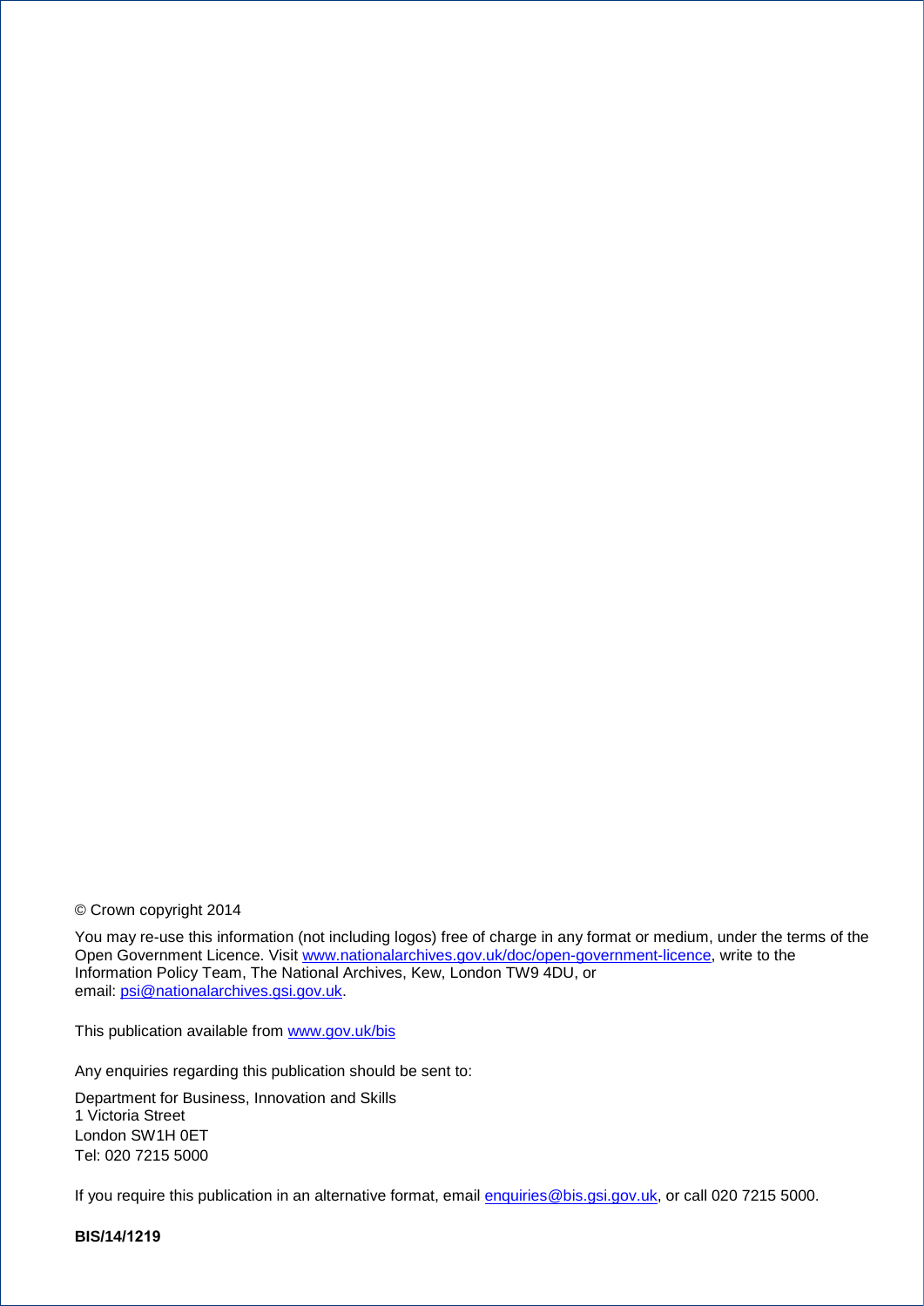© Crown copyright 2014

You may re-use this information (not including logos) free of charge in any format or medium, under the terms of the Open Government Licence. Visit www.nationalarchives.gov.uk/doc/open-government-licence, write to the Information Policy Team, The National Archives, Kew, London TW9 4DU, or email: psi@nationalarchives.gsi.gov.uk.

This publication available from www.gov.uk/bis

Any enquiries regarding this publication should be sent to:

Department for Business, Innovation and Skills
1 Victoria Street
London SW1H 0ET
Tel: 020 7215 5000

If you require this publication in an alternative format, email enquiries@bis.gsi.gov.uk, or call 020 7215 5000.

**BIS/14/1219**